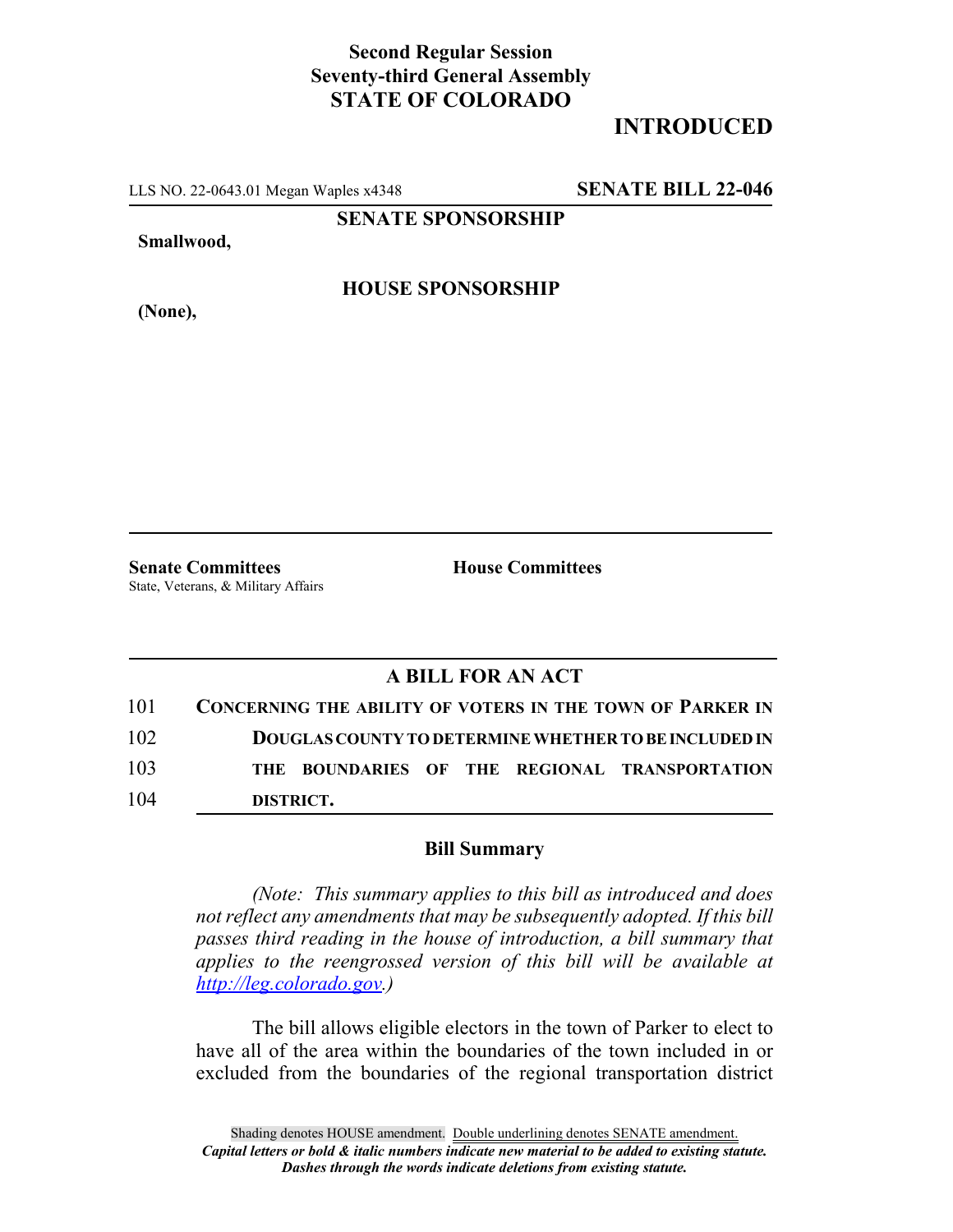**Second Regular Session**
**Seventy-third General Assembly**
**STATE OF COLORADO**

# INTRODUCED

LLS NO. 22-0643.01 Megan Waples x4348 **SENATE BILL 22-046**

**SENATE SPONSORSHIP**

**Smallwood,**

**HOUSE SPONSORSHIP**

**(None),**

**Senate Committees**
State, Veterans, & Military Affairs

**House Committees**

## A BILL FOR AN ACT

101 **CONCERNING THE ABILITY OF VOTERS IN THE TOWN OF PARKER IN**
102 **DOUGLAS COUNTY TO DETERMINE WHETHER TO BE INCLUDED IN**
103 **THE BOUNDARIES OF THE REGIONAL TRANSPORTATION**
104 **DISTRICT.**

### Bill Summary

*(Note: This summary applies to this bill as introduced and does not reflect any amendments that may be subsequently adopted. If this bill passes third reading in the house of introduction, a bill summary that applies to the reengrossed version of this bill will be available at http://leg.colorado.gov.)*

The bill allows eligible electors in the town of Parker to elect to have all of the area within the boundaries of the town included in or excluded from the boundaries of the regional transportation district

Shading denotes HOUSE amendment. Double underlining denotes SENATE amendment.
*Capital letters or bold & italic numbers indicate new material to be added to existing statute.*
*Dashes through the words indicate deletions from existing statute.*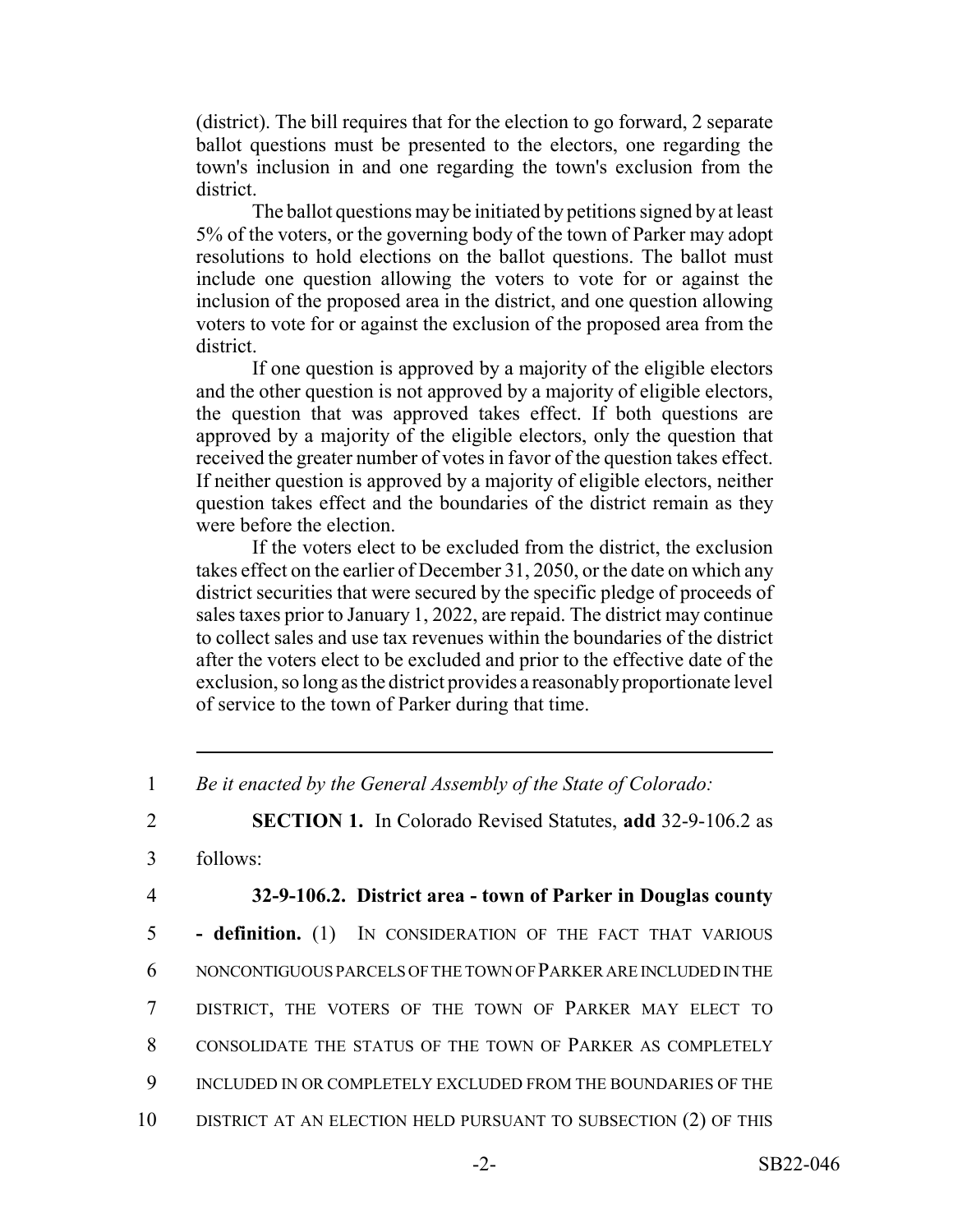(district). The bill requires that for the election to go forward, 2 separate ballot questions must be presented to the electors, one regarding the town's inclusion in and one regarding the town's exclusion from the district.

The ballot questions may be initiated by petitions signed by at least 5% of the voters, or the governing body of the town of Parker may adopt resolutions to hold elections on the ballot questions. The ballot must include one question allowing the voters to vote for or against the inclusion of the proposed area in the district, and one question allowing voters to vote for or against the exclusion of the proposed area from the district.

If one question is approved by a majority of the eligible electors and the other question is not approved by a majority of eligible electors, the question that was approved takes effect. If both questions are approved by a majority of the eligible electors, only the question that received the greater number of votes in favor of the question takes effect. If neither question is approved by a majority of eligible electors, neither question takes effect and the boundaries of the district remain as they were before the election.

If the voters elect to be excluded from the district, the exclusion takes effect on the earlier of December 31, 2050, or the date on which any district securities that were secured by the specific pledge of proceeds of sales taxes prior to January 1, 2022, are repaid. The district may continue to collect sales and use tax revenues within the boundaries of the district after the voters elect to be excluded and prior to the effective date of the exclusion, so long as the district provides a reasonably proportionate level of service to the town of Parker during that time.

---

1 *Be it enacted by the General Assembly of the State of Colorado:*

2 **SECTION 1.** In Colorado Revised Statutes, **add** 32-9-106.2 as

3 follows:

4 **32-9-106.2. District area - town of Parker in Douglas county**

5 **- definition.** (1) IN CONSIDERATION OF THE FACT THAT VARIOUS

6 NONCONTIGUOUS PARCELS OF THE TOWN OF PARKER ARE INCLUDED IN THE

7 DISTRICT, THE VOTERS OF THE TOWN OF PARKER MAY ELECT TO

8 CONSOLIDATE THE STATUS OF THE TOWN OF PARKER AS COMPLETELY

9 INCLUDED IN OR COMPLETELY EXCLUDED FROM THE BOUNDARIES OF THE

10 DISTRICT AT AN ELECTION HELD PURSUANT TO SUBSECTION (2) OF THIS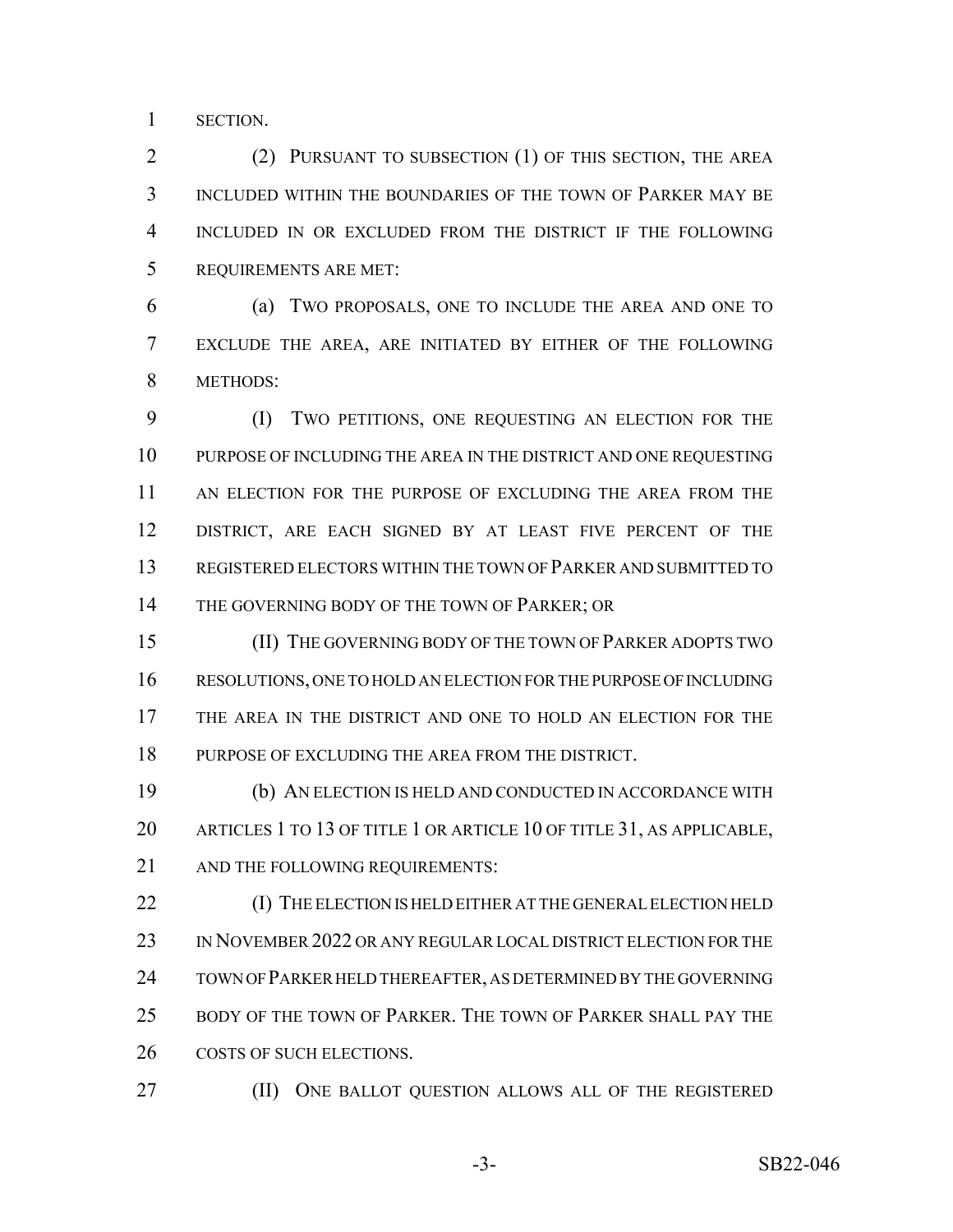SECTION.

(2) PURSUANT TO SUBSECTION (1) OF THIS SECTION, THE AREA INCLUDED WITHIN THE BOUNDARIES OF THE TOWN OF PARKER MAY BE INCLUDED IN OR EXCLUDED FROM THE DISTRICT IF THE FOLLOWING REQUIREMENTS ARE MET:

(a) TWO PROPOSALS, ONE TO INCLUDE THE AREA AND ONE TO EXCLUDE THE AREA, ARE INITIATED BY EITHER OF THE FOLLOWING METHODS:

(I) TWO PETITIONS, ONE REQUESTING AN ELECTION FOR THE PURPOSE OF INCLUDING THE AREA IN THE DISTRICT AND ONE REQUESTING AN ELECTION FOR THE PURPOSE OF EXCLUDING THE AREA FROM THE DISTRICT, ARE EACH SIGNED BY AT LEAST FIVE PERCENT OF THE REGISTERED ELECTORS WITHIN THE TOWN OF PARKER AND SUBMITTED TO THE GOVERNING BODY OF THE TOWN OF PARKER; OR

(II) THE GOVERNING BODY OF THE TOWN OF PARKER ADOPTS TWO RESOLUTIONS, ONE TO HOLD AN ELECTION FOR THE PURPOSE OF INCLUDING THE AREA IN THE DISTRICT AND ONE TO HOLD AN ELECTION FOR THE PURPOSE OF EXCLUDING THE AREA FROM THE DISTRICT.

(b) AN ELECTION IS HELD AND CONDUCTED IN ACCORDANCE WITH ARTICLES 1 TO 13 OF TITLE 1 OR ARTICLE 10 OF TITLE 31, AS APPLICABLE, AND THE FOLLOWING REQUIREMENTS:

(I) THE ELECTION IS HELD EITHER AT THE GENERAL ELECTION HELD IN NOVEMBER 2022 OR ANY REGULAR LOCAL DISTRICT ELECTION FOR THE TOWN OF PARKER HELD THEREAFTER, AS DETERMINED BY THE GOVERNING BODY OF THE TOWN OF PARKER. THE TOWN OF PARKER SHALL PAY THE COSTS OF SUCH ELECTIONS.

(II) ONE BALLOT QUESTION ALLOWS ALL OF THE REGISTERED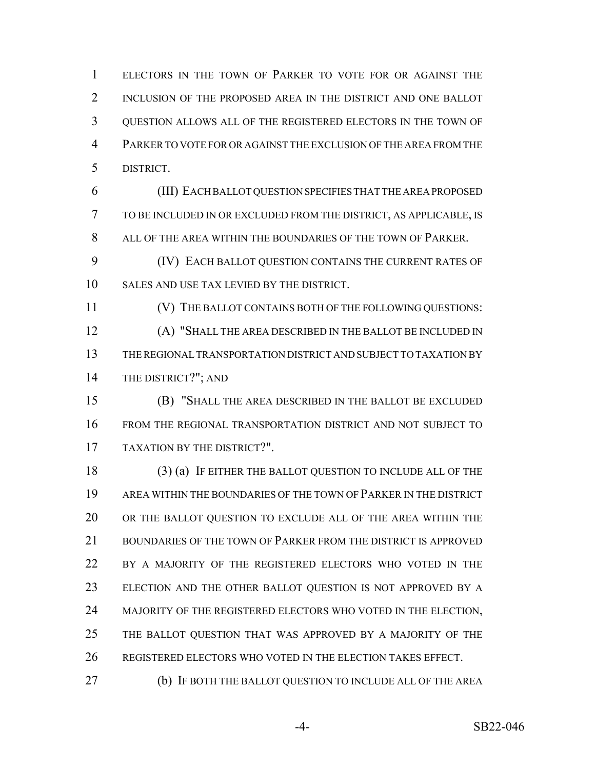ELECTORS IN THE TOWN OF PARKER TO VOTE FOR OR AGAINST THE INCLUSION OF THE PROPOSED AREA IN THE DISTRICT AND ONE BALLOT QUESTION ALLOWS ALL OF THE REGISTERED ELECTORS IN THE TOWN OF PARKER TO VOTE FOR OR AGAINST THE EXCLUSION OF THE AREA FROM THE DISTRICT.

(III) EACH BALLOT QUESTION SPECIFIES THAT THE AREA PROPOSED TO BE INCLUDED IN OR EXCLUDED FROM THE DISTRICT, AS APPLICABLE, IS ALL OF THE AREA WITHIN THE BOUNDARIES OF THE TOWN OF PARKER.

(IV) EACH BALLOT QUESTION CONTAINS THE CURRENT RATES OF SALES AND USE TAX LEVIED BY THE DISTRICT.

(V) THE BALLOT CONTAINS BOTH OF THE FOLLOWING QUESTIONS:

(A) "SHALL THE AREA DESCRIBED IN THE BALLOT BE INCLUDED IN THE REGIONAL TRANSPORTATION DISTRICT AND SUBJECT TO TAXATION BY THE DISTRICT?"; AND

(B) "SHALL THE AREA DESCRIBED IN THE BALLOT BE EXCLUDED FROM THE REGIONAL TRANSPORTATION DISTRICT AND NOT SUBJECT TO TAXATION BY THE DISTRICT?".

(3) (a) IF EITHER THE BALLOT QUESTION TO INCLUDE ALL OF THE AREA WITHIN THE BOUNDARIES OF THE TOWN OF PARKER IN THE DISTRICT OR THE BALLOT QUESTION TO EXCLUDE ALL OF THE AREA WITHIN THE BOUNDARIES OF THE TOWN OF PARKER FROM THE DISTRICT IS APPROVED BY A MAJORITY OF THE REGISTERED ELECTORS WHO VOTED IN THE ELECTION AND THE OTHER BALLOT QUESTION IS NOT APPROVED BY A MAJORITY OF THE REGISTERED ELECTORS WHO VOTED IN THE ELECTION, THE BALLOT QUESTION THAT WAS APPROVED BY A MAJORITY OF THE REGISTERED ELECTORS WHO VOTED IN THE ELECTION TAKES EFFECT.

(b) IF BOTH THE BALLOT QUESTION TO INCLUDE ALL OF THE AREA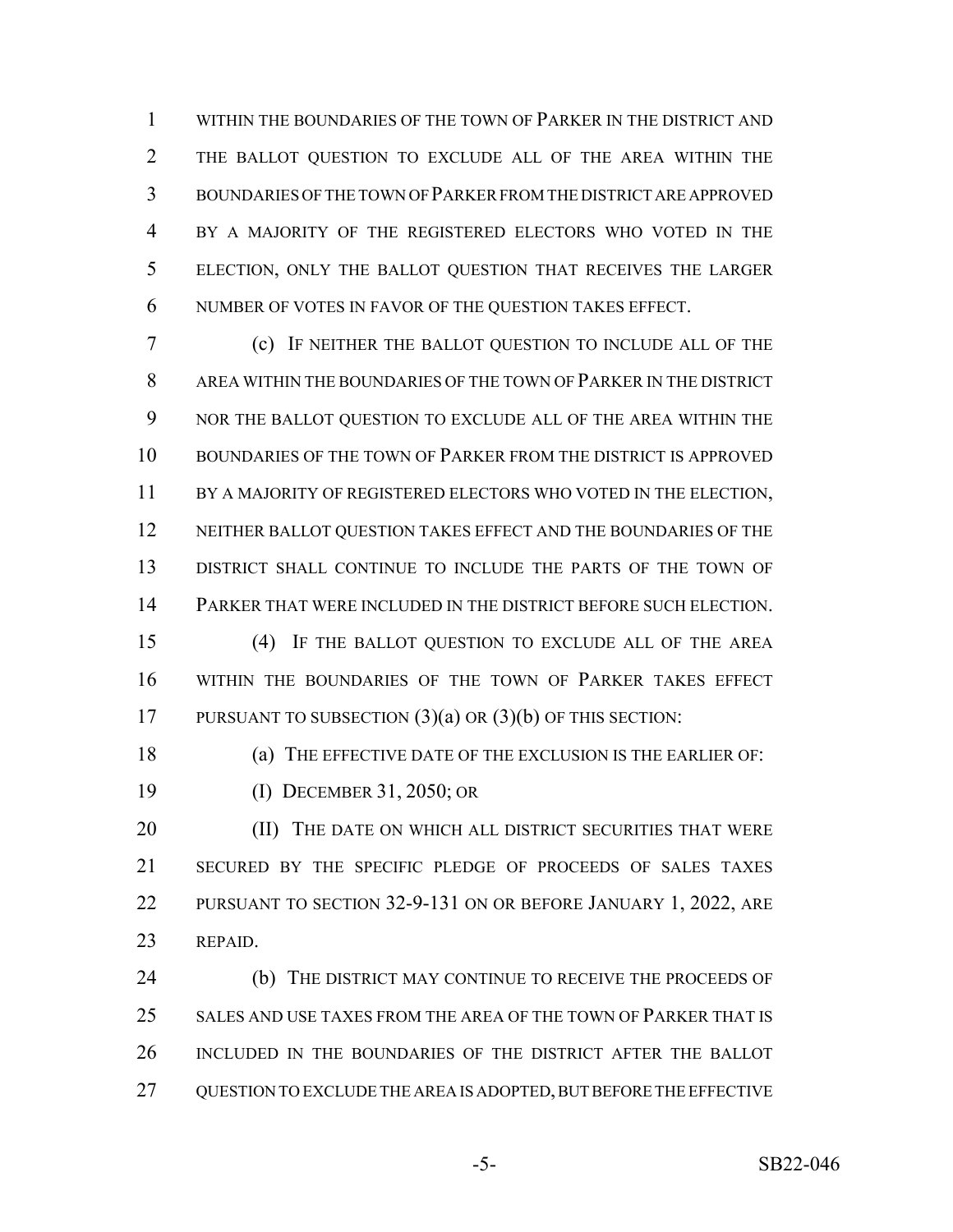WITHIN THE BOUNDARIES OF THE TOWN OF PARKER IN THE DISTRICT AND THE BALLOT QUESTION TO EXCLUDE ALL OF THE AREA WITHIN THE BOUNDARIES OF THE TOWN OF PARKER FROM THE DISTRICT ARE APPROVED BY A MAJORITY OF THE REGISTERED ELECTORS WHO VOTED IN THE ELECTION, ONLY THE BALLOT QUESTION THAT RECEIVES THE LARGER NUMBER OF VOTES IN FAVOR OF THE QUESTION TAKES EFFECT.

(c) IF NEITHER THE BALLOT QUESTION TO INCLUDE ALL OF THE AREA WITHIN THE BOUNDARIES OF THE TOWN OF PARKER IN THE DISTRICT NOR THE BALLOT QUESTION TO EXCLUDE ALL OF THE AREA WITHIN THE BOUNDARIES OF THE TOWN OF PARKER FROM THE DISTRICT IS APPROVED BY A MAJORITY OF REGISTERED ELECTORS WHO VOTED IN THE ELECTION, NEITHER BALLOT QUESTION TAKES EFFECT AND THE BOUNDARIES OF THE DISTRICT SHALL CONTINUE TO INCLUDE THE PARTS OF THE TOWN OF PARKER THAT WERE INCLUDED IN THE DISTRICT BEFORE SUCH ELECTION.

(4) IF THE BALLOT QUESTION TO EXCLUDE ALL OF THE AREA WITHIN THE BOUNDARIES OF THE TOWN OF PARKER TAKES EFFECT PURSUANT TO SUBSECTION (3)(a) OR (3)(b) OF THIS SECTION:

(a) THE EFFECTIVE DATE OF THE EXCLUSION IS THE EARLIER OF:

(I) DECEMBER 31, 2050; OR

(II) THE DATE ON WHICH ALL DISTRICT SECURITIES THAT WERE SECURED BY THE SPECIFIC PLEDGE OF PROCEEDS OF SALES TAXES PURSUANT TO SECTION 32-9-131 ON OR BEFORE JANUARY 1, 2022, ARE REPAID.

(b) THE DISTRICT MAY CONTINUE TO RECEIVE THE PROCEEDS OF SALES AND USE TAXES FROM THE AREA OF THE TOWN OF PARKER THAT IS INCLUDED IN THE BOUNDARIES OF THE DISTRICT AFTER THE BALLOT QUESTION TO EXCLUDE THE AREA IS ADOPTED, BUT BEFORE THE EFFECTIVE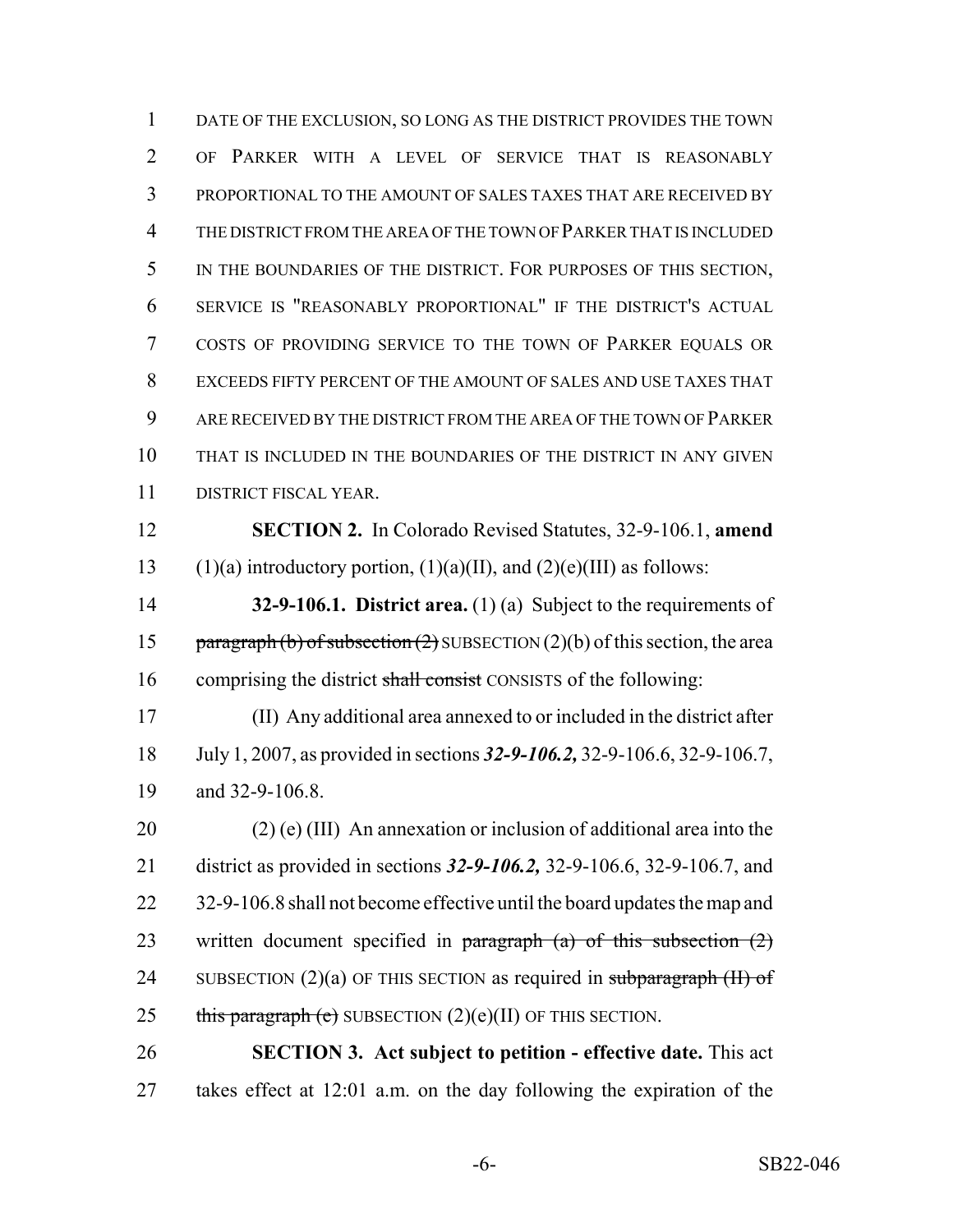DATE OF THE EXCLUSION, SO LONG AS THE DISTRICT PROVIDES THE TOWN OF PARKER WITH A LEVEL OF SERVICE THAT IS REASONABLY PROPORTIONAL TO THE AMOUNT OF SALES TAXES THAT ARE RECEIVED BY THE DISTRICT FROM THE AREA OF THE TOWN OF PARKER THAT IS INCLUDED IN THE BOUNDARIES OF THE DISTRICT. FOR PURPOSES OF THIS SECTION, SERVICE IS "REASONABLY PROPORTIONAL" IF THE DISTRICT'S ACTUAL COSTS OF PROVIDING SERVICE TO THE TOWN OF PARKER EQUALS OR EXCEEDS FIFTY PERCENT OF THE AMOUNT OF SALES AND USE TAXES THAT ARE RECEIVED BY THE DISTRICT FROM THE AREA OF THE TOWN OF PARKER THAT IS INCLUDED IN THE BOUNDARIES OF THE DISTRICT IN ANY GIVEN DISTRICT FISCAL YEAR.

**SECTION 2.** In Colorado Revised Statutes, 32-9-106.1, **amend** (1)(a) introductory portion, (1)(a)(II), and (2)(e)(III) as follows:

**32-9-106.1. District area.** (1) (a) Subject to the requirements of ~~paragraph (b) of subsection (2)~~ SUBSECTION (2)(b) of this section, the area comprising the district ~~shall consist~~ CONSISTS of the following:

(II) Any additional area annexed to or included in the district after July 1, 2007, as provided in sections ***32-9-106.2,*** 32-9-106.6, 32-9-106.7, and 32-9-106.8.

(2) (e) (III) An annexation or inclusion of additional area into the district as provided in sections ***32-9-106.2,*** 32-9-106.6, 32-9-106.7, and 32-9-106.8 shall not become effective until the board updates the map and written document specified in ~~paragraph (a) of this subsection (2)~~ SUBSECTION (2)(a) OF THIS SECTION as required in ~~subparagraph (II) of this paragraph (e)~~ SUBSECTION (2)(e)(II) OF THIS SECTION.

**SECTION 3. Act subject to petition - effective date.** This act takes effect at 12:01 a.m. on the day following the expiration of the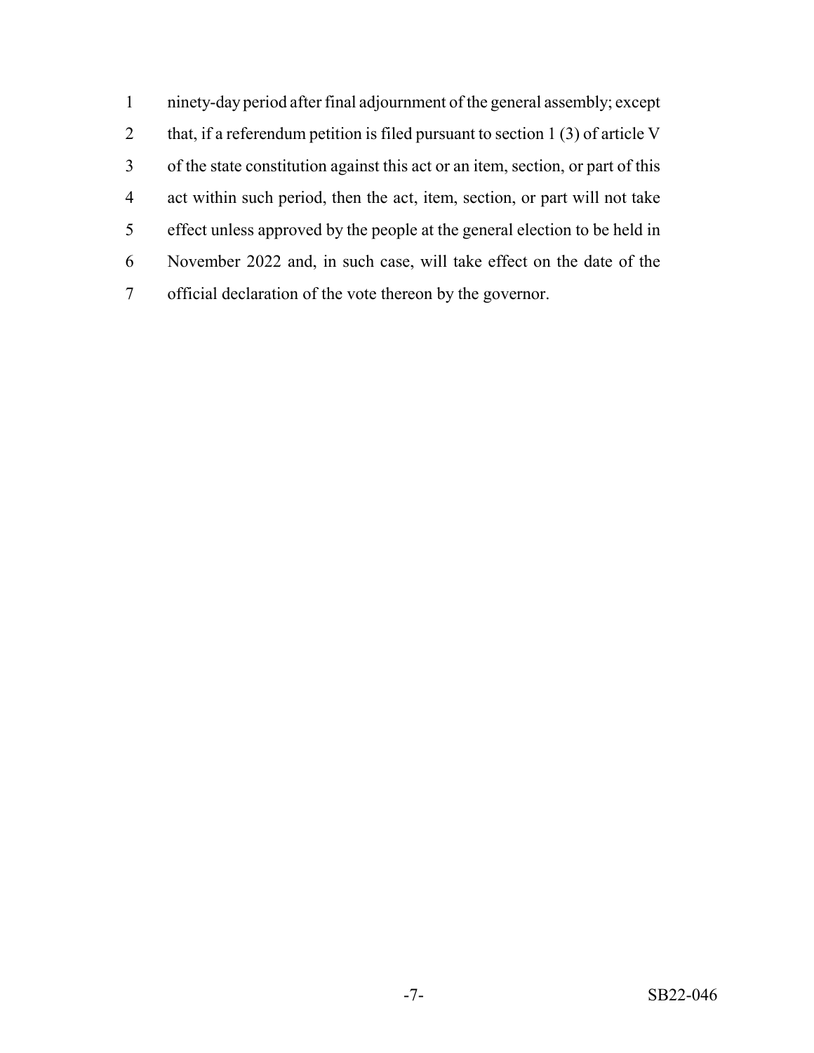ninety-day period after final adjournment of the general assembly; except that, if a referendum petition is filed pursuant to section 1 (3) of article V of the state constitution against this act or an item, section, or part of this act within such period, then the act, item, section, or part will not take effect unless approved by the people at the general election to be held in November 2022 and, in such case, will take effect on the date of the official declaration of the vote thereon by the governor.